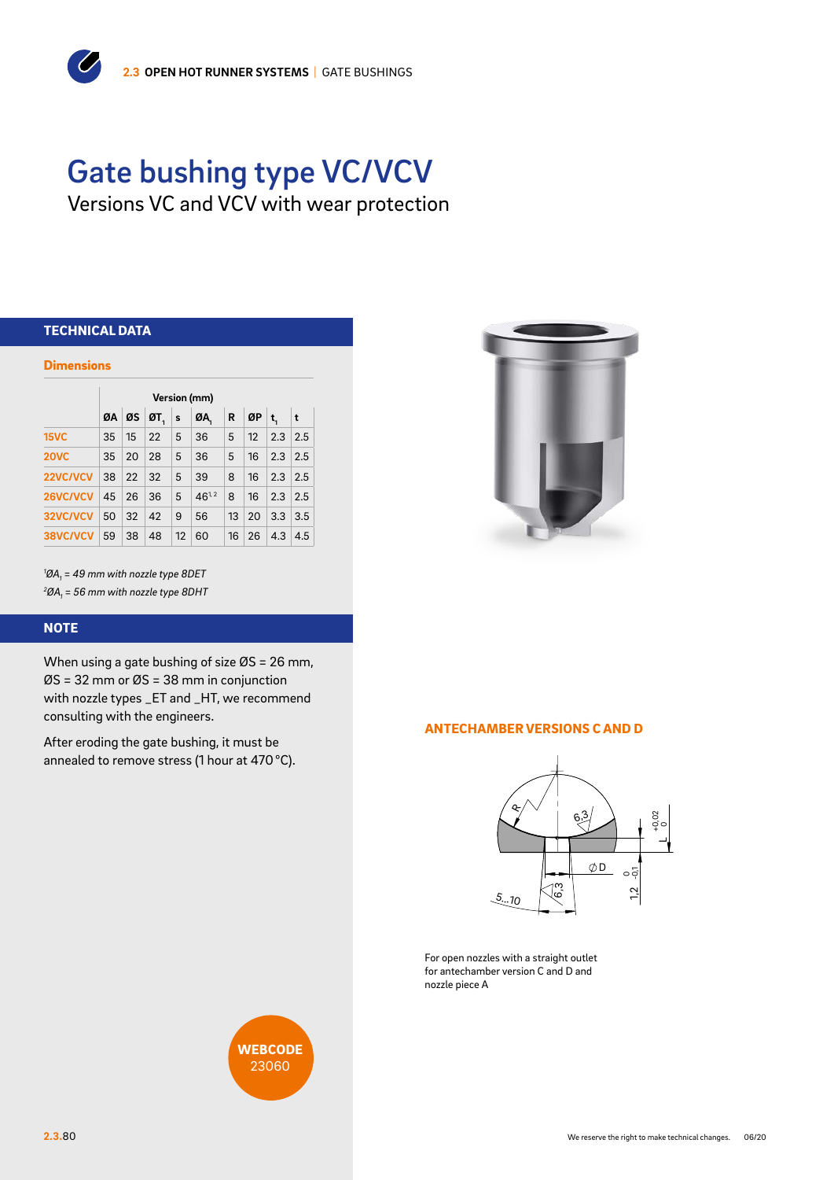# Gate bushing type VC/VCV

Versions VC and VCV with wear protection

## TECHNICAL DATA

### Dimensions

| | Version (mm) | | | | | | | | |
|---|---|---|---|---|---|---|---|---|---|
| | ØA | ØS | ØT₁ | s | ØA₁ | R | ØP | t₁ | t |
| 15VC | 35 | 15 | 22 | 5 | 36 | 5 | 12 | 2.3 | 2.5 |
| 20VC | 35 | 20 | 28 | 5 | 36 | 5 | 16 | 2.3 | 2.5 |
| 22VC/VCV | 38 | 22 | 32 | 5 | 39 | 8 | 16 | 2.3 | 2.5 |
| 26VC/VCV | 45 | 26 | 36 | 5 | 46[1,2] | 8 | 16 | 2.3 | 2.5 |
| 32VC/VCV | 50 | 32 | 42 | 9 | 56 | 13 | 20 | 3.3 | 3.5 |
| 38VC/VCV | 59 | 38 | 48 | 12 | 60 | 16 | 26 | 4.3 | 4.5 |

[1] *$ØA_1$ = 49 mm with nozzle type 8DET*
[2] *$ØA_1$ = 56 mm with nozzle type 8DHT*

## NOTE

When using a gate bushing of size ØS = 26 mm, ØS = 32 mm or ØS = 38 mm in conjunction with nozzle types _ET and _HT, we recommend consulting with the engineers.

After eroding the gate bushing, it must be annealed to remove stress (1 hour at 470 °C).

## ANTECHAMBER VERSIONS C AND D

For open nozzles with a straight outlet for antechamber version C and D and nozzle piece A

**WEBCODE** 23060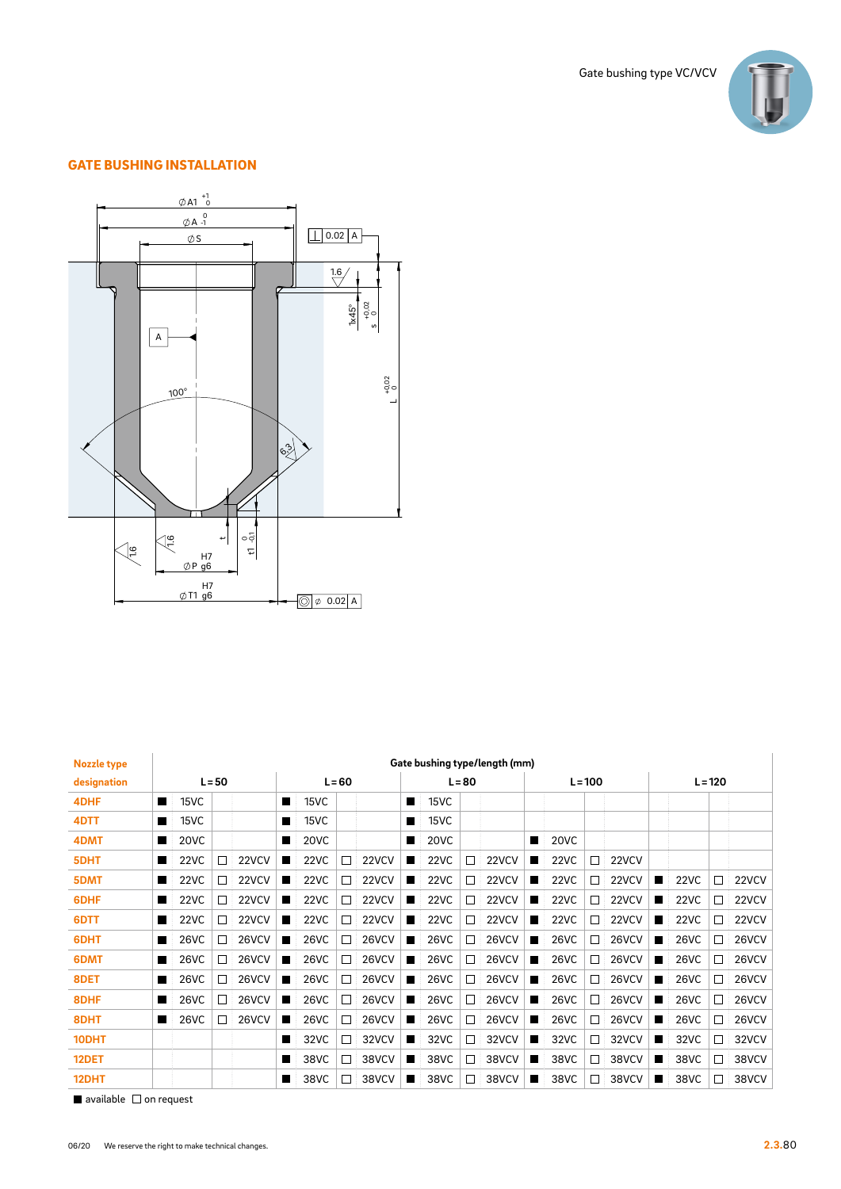## GATE BUSHING INSTALLATION

∅A1 $^{+1}_{0}$

∅A $^{0}_{-1}$

∅S

0.02 A

1.6

1x45°

s $^{+0.02}_{0}$

A

100°

L $^{+0.02}_{0}$

6.3

1.6

1.6

t

t1 $^{0}_{-0.1}$

∅P $\frac{H7}{g6}$

∅T1 $\frac{H7}{g6}$

∅ 0.02 A

| Nozzle type designation | Gate bushing type/length (mm) | | | | | | | | | | | | | | | | | | | |
|---|---|---|---|---|---|---|---|---|---|---|---|---|---|---|---|---|---|---|---|---|
| | L = 50 | | | | L = 60 | | | | L = 80 | | | | L = 100 | | | | L = 120 | | | |
| 4DHF | ■ | 15VC | | | ■ | 15VC | | | ■ | 15VC | | | | | | | | | | |
| 4DTT | ■ | 15VC | | | ■ | 15VC | | | ■ | 15VC | | | | | | | | | | |
| 4DMT | ■ | 20VC | | | ■ | 20VC | | | ■ | 20VC | | | ■ | 20VC | | | | | | |
| 5DHT | ■ | 22VC | □ | 22VCV | ■ | 22VC | □ | 22VCV | ■ | 22VC | □ | 22VCV | ■ | 22VC | □ | 22VCV | | | | |
| 5DMT | ■ | 22VC | □ | 22VCV | ■ | 22VC | □ | 22VCV | ■ | 22VC | □ | 22VCV | ■ | 22VC | □ | 22VCV | ■ | 22VC | □ | 22VCV |
| 6DHF | ■ | 22VC | □ | 22VCV | ■ | 22VC | □ | 22VCV | ■ | 22VC | □ | 22VCV | ■ | 22VC | □ | 22VCV | ■ | 22VC | □ | 22VCV |
| 6DTT | ■ | 22VC | □ | 22VCV | ■ | 22VC | □ | 22VCV | ■ | 22VC | □ | 22VCV | ■ | 22VC | □ | 22VCV | ■ | 22VC | □ | 22VCV |
| 6DHT | ■ | 26VC | □ | 26VCV | ■ | 26VC | □ | 26VCV | ■ | 26VC | □ | 26VCV | ■ | 26VC | □ | 26VCV | ■ | 26VC | □ | 26VCV |
| 6DMT | ■ | 26VC | □ | 26VCV | ■ | 26VC | □ | 26VCV | ■ | 26VC | □ | 26VCV | ■ | 26VC | □ | 26VCV | ■ | 26VC | □ | 26VCV |
| 8DET | ■ | 26VC | □ | 26VCV | ■ | 26VC | □ | 26VCV | ■ | 26VC | □ | 26VCV | ■ | 26VC | □ | 26VCV | ■ | 26VC | □ | 26VCV |
| 8DHF | ■ | 26VC | □ | 26VCV | ■ | 26VC | □ | 26VCV | ■ | 26VC | □ | 26VCV | ■ | 26VC | □ | 26VCV | ■ | 26VC | □ | 26VCV |
| 8DHT | ■ | 26VC | □ | 26VCV | ■ | 26VC | □ | 26VCV | ■ | 26VC | □ | 26VCV | ■ | 26VC | □ | 26VCV | ■ | 26VC | □ | 26VCV |
| 10DHT | | | | | ■ | 32VC | □ | 32VCV | ■ | 32VC | □ | 32VCV | ■ | 32VC | □ | 32VCV | ■ | 32VC | □ | 32VCV |
| 12DET | | | | | ■ | 38VC | □ | 38VCV | ■ | 38VC | □ | 38VCV | ■ | 38VC | □ | 38VCV | ■ | 38VC | □ | 38VCV |
| 12DHT | | | | | ■ | 38VC | □ | 38VCV | ■ | 38VC | □ | 38VCV | ■ | 38VC | □ | 38VCV | ■ | 38VC | □ | 38VCV |

■ available □ on request

06/20 We reserve the right to make technical changes.